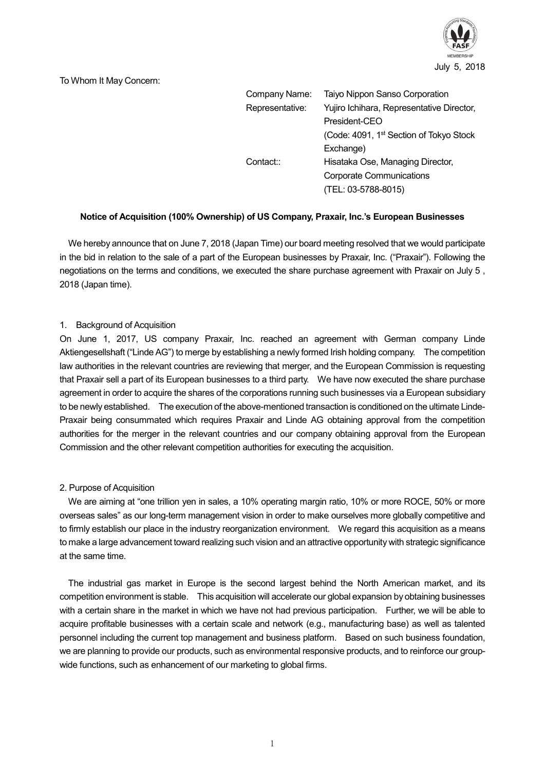July 5, 2018

To Whom It May Concern:

| | |
|---|---|
| Company Name: | Taiyo Nippon Sanso Corporation |
| Representative: | Yujiro Ichihara, Representative Director, President-CEO (Code: 4091, 1st Section of Tokyo Stock Exchange) |
| Contact:: | Hisataka Ose, Managing Director, Corporate Communications (TEL: 03-5788-8015) |

**Notice of Acquisition (100% Ownership) of US Company, Praxair, Inc.'s European Businesses**

We hereby announce that on June 7, 2018 (Japan Time) our board meeting resolved that we would participate in the bid in relation to the sale of a part of the European businesses by Praxair, Inc. ("Praxair"). Following the negotiations on the terms and conditions, we executed the share purchase agreement with Praxair on July 5 , 2018 (Japan time).

1. Background of Acquisition

On June 1, 2017, US company Praxair, Inc. reached an agreement with German company Linde Aktiengesellshaft ("Linde AG") to merge by establishing a newly formed Irish holding company. The competition law authorities in the relevant countries are reviewing that merger, and the European Commission is requesting that Praxair sell a part of its European businesses to a third party. We have now executed the share purchase agreement in order to acquire the shares of the corporations running such businesses via a European subsidiary to be newly established. The execution of the above-mentioned transaction is conditioned on the ultimate Linde-Praxair being consummated which requires Praxair and Linde AG obtaining approval from the competition authorities for the merger in the relevant countries and our company obtaining approval from the European Commission and the other relevant competition authorities for executing the acquisition.

2. Purpose of Acquisition

We are aiming at "one trillion yen in sales, a 10% operating margin ratio, 10% or more ROCE, 50% or more overseas sales" as our long-term management vision in order to make ourselves more globally competitive and to firmly establish our place in the industry reorganization environment. We regard this acquisition as a means to make a large advancement toward realizing such vision and an attractive opportunity with strategic significance at the same time.

The industrial gas market in Europe is the second largest behind the North American market, and its competition environment is stable. This acquisition will accelerate our global expansion by obtaining businesses with a certain share in the market in which we have not had previous participation. Further, we will be able to acquire profitable businesses with a certain scale and network (e.g., manufacturing base) as well as talented personnel including the current top management and business platform. Based on such business foundation, we are planning to provide our products, such as environmental responsive products, and to reinforce our group-wide functions, such as enhancement of our marketing to global firms.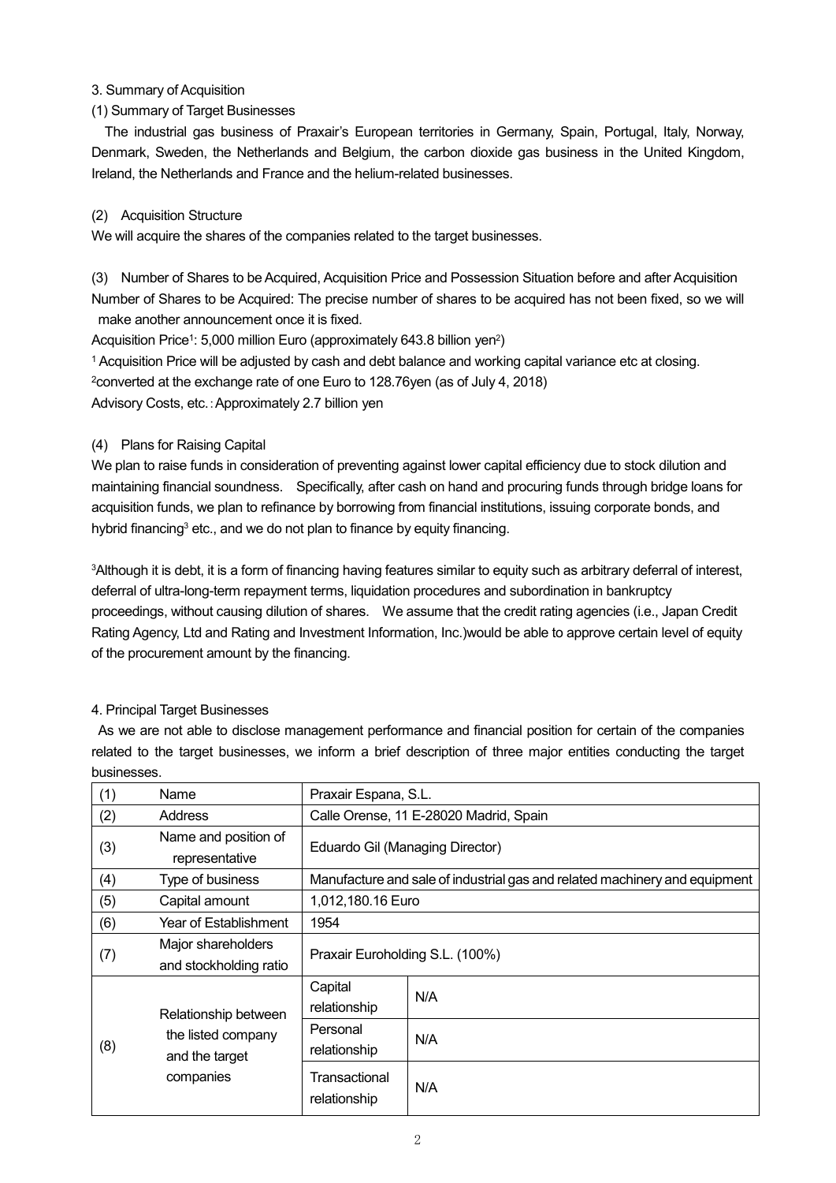3. Summary of Acquisition

(1) Summary of Target Businesses

The industrial gas business of Praxair's European territories in Germany, Spain, Portugal, Italy, Norway, Denmark, Sweden, the Netherlands and Belgium, the carbon dioxide gas business in the United Kingdom, Ireland, the Netherlands and France and the helium-related businesses.

(2) Acquisition Structure

We will acquire the shares of the companies related to the target businesses.

(3) Number of Shares to be Acquired, Acquisition Price and Possession Situation before and after Acquisition

Number of Shares to be Acquired: The precise number of shares to be acquired has not been fixed, so we will make another announcement once it is fixed.

Acquisition Price[1]: 5,000 million Euro (approximately 643.8 billion yen[2])

[1] Acquisition Price will be adjusted by cash and debt balance and working capital variance etc at closing.

[2] converted at the exchange rate of one Euro to 128.76yen (as of July 4, 2018)

Advisory Costs, etc.：Approximately 2.7 billion yen

(4) Plans for Raising Capital

We plan to raise funds in consideration of preventing against lower capital efficiency due to stock dilution and maintaining financial soundness. Specifically, after cash on hand and procuring funds through bridge loans for acquisition funds, we plan to refinance by borrowing from financial institutions, issuing corporate bonds, and hybrid financing[3] etc., and we do not plan to finance by equity financing.

[3] Although it is debt, it is a form of financing having features similar to equity such as arbitrary deferral of interest, deferral of ultra-long-term repayment terms, liquidation procedures and subordination in bankruptcy proceedings, without causing dilution of shares. We assume that the credit rating agencies (i.e., Japan Credit Rating Agency, Ltd and Rating and Investment Information, Inc.)would be able to approve certain level of equity of the procurement amount by the financing.

4. Principal Target Businesses

As we are not able to disclose management performance and financial position for certain of the companies related to the target businesses, we inform a brief description of three major entities conducting the target businesses.

| | | | |
|---|---|---|---|
| (1) | Name | Praxair Espana, S.L. | |
| (2) | Address | Calle Orense, 11 E-28020 Madrid, Spain | |
| (3) | Name and position of representative | Eduardo Gil (Managing Director) | |
| (4) | Type of business | Manufacture and sale of industrial gas and related machinery and equipment | |
| (5) | Capital amount | 1,012,180.16 Euro | |
| (6) | Year of Establishment | 1954 | |
| (7) | Major shareholders and stockholding ratio | Praxair Euroholding S.L. (100%) | |
| (8) | Relationship between the listed company and the target companies | Capital relationship | N/A |
| | | Personal relationship | N/A |
| | | Transactional relationship | N/A |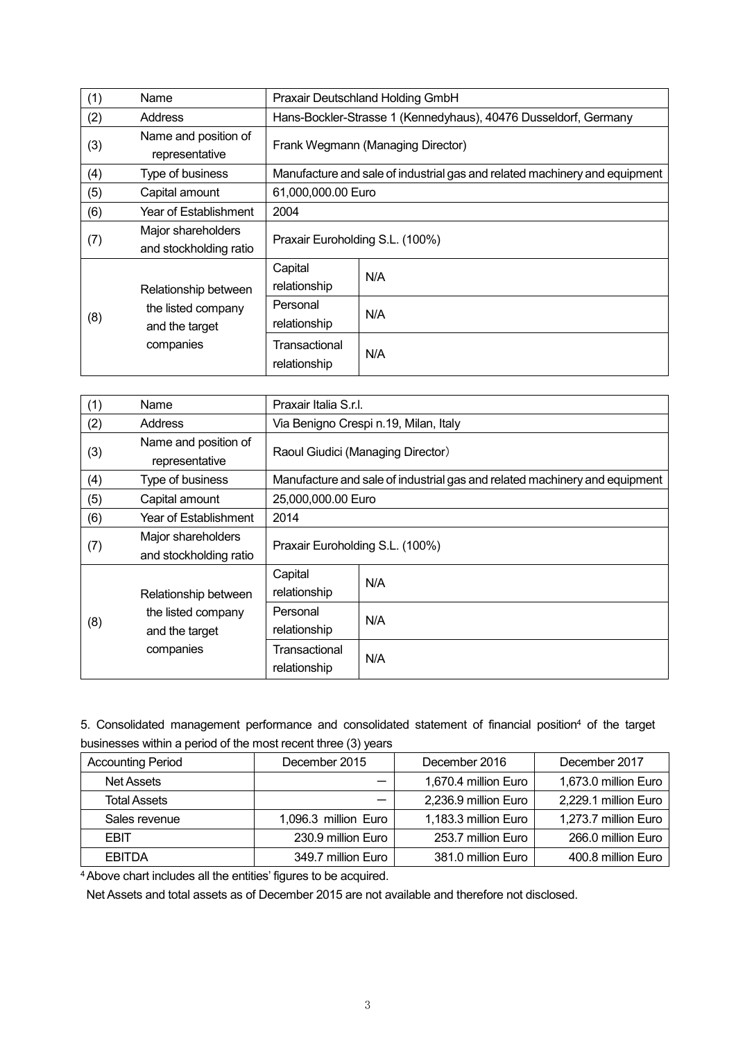| (1) | Name | Praxair Deutschland Holding GmbH | |
|---|---|---|---|
| (2) | Address | Hans-Bockler-Strasse 1 (Kennedyhaus), 40476 Dusseldorf, Germany | |
| (3) | Name and position of representative | Frank Wegmann (Managing Director) | |
| (4) | Type of business | Manufacture and sale of industrial gas and related machinery and equipment | |
| (5) | Capital amount | 61,000,000.00 Euro | |
| (6) | Year of Establishment | 2004 | |
| (7) | Major shareholders and stockholding ratio | Praxair Euroholding S.L. (100%) | |
| (8) | Relationship between the listed company and the target companies | Capital relationship | N/A |
| | | Personal relationship | N/A |
| | | Transactional relationship | N/A |

| (1) | Name | Praxair Italia S.r.l. | |
|---|---|---|---|
| (2) | Address | Via Benigno Crespi n.19, Milan, Italy | |
| (3) | Name and position of representative | Raoul Giudici (Managing Director) | |
| (4) | Type of business | Manufacture and sale of industrial gas and related machinery and equipment | |
| (5) | Capital amount | 25,000,000.00 Euro | |
| (6) | Year of Establishment | 2014 | |
| (7) | Major shareholders and stockholding ratio | Praxair Euroholding S.L. (100%) | |
| (8) | Relationship between the listed company and the target companies | Capital relationship | N/A |
| | | Personal relationship | N/A |
| | | Transactional relationship | N/A |

5. Consolidated management performance and consolidated statement of financial position[4] of the target businesses within a period of the most recent three (3) years

| Accounting Period | December 2015 | December 2016 | December 2017 |
|---|---|---|---|
| Net Assets | ― | 1,670.4 million Euro | 1,673.0 million Euro |
| Total Assets | ― | 2,236.9 million Euro | 2,229.1 million Euro |
| Sales revenue | 1,096.3 million Euro | 1,183.3 million Euro | 1,273.7 million Euro |
| EBIT | 230.9 million Euro | 253.7 million Euro | 266.0 million Euro |
| EBITDA | 349.7 million Euro | 381.0 million Euro | 400.8 million Euro |

[4] Above chart includes all the entities' figures to be acquired.
Net Assets and total assets as of December 2015 are not available and therefore not disclosed.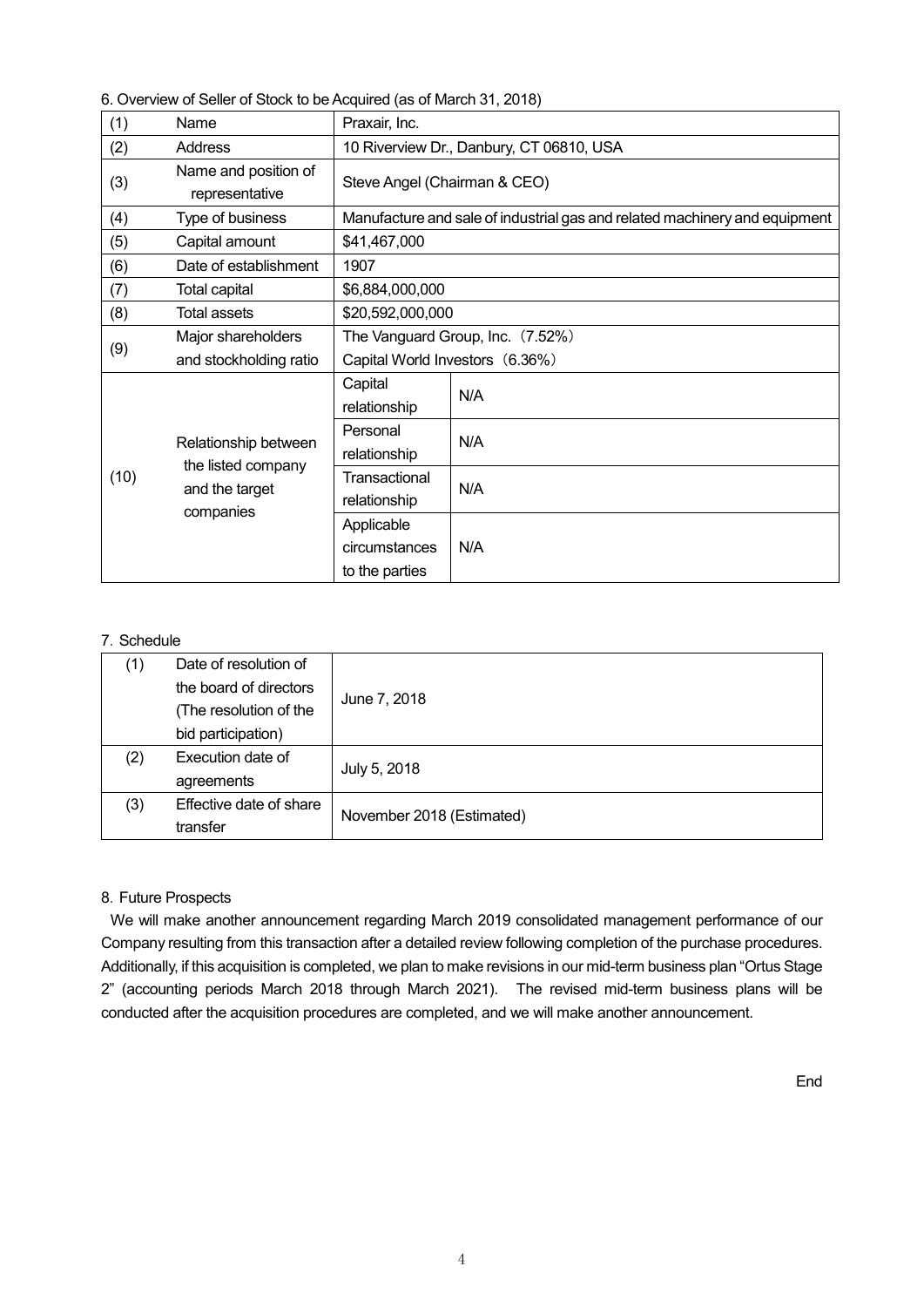6. Overview of Seller of Stock to be Acquired (as of March 31, 2018)

| | | | |
|---|---|---|---|
| (1) | Name | Praxair, Inc. | |
| (2) | Address | 10 Riverview Dr., Danbury, CT 06810, USA | |
| (3) | Name and position of representative | Steve Angel (Chairman & CEO) | |
| (4) | Type of business | Manufacture and sale of industrial gas and related machinery and equipment | |
| (5) | Capital amount | $41,467,000 | |
| (6) | Date of establishment | 1907 | |
| (7) | Total capital | $6,884,000,000 | |
| (8) | Total assets | $20,592,000,000 | |
| (9) | Major shareholders and stockholding ratio | The Vanguard Group, Inc.（7.52%）<br>Capital World Investors（6.36%） | |
| (10) | Relationship between the listed company and the target companies | Capital relationship | N/A |
| | | Personal relationship | N/A |
| | | Transactional relationship | N/A |
| | | Applicable circumstances to the parties | N/A |

7. Schedule

| | | |
|---|---|---|
| (1) | Date of resolution of the board of directors (The resolution of the bid participation) | June 7, 2018 |
| (2) | Execution date of agreements | July 5, 2018 |
| (3) | Effective date of share transfer | November 2018 (Estimated) |

8. Future Prospects

We will make another announcement regarding March 2019 consolidated management performance of our Company resulting from this transaction after a detailed review following completion of the purchase procedures. Additionally, if this acquisition is completed, we plan to make revisions in our mid-term business plan “Ortus Stage 2” (accounting periods March 2018 through March 2021). The revised mid-term business plans will be conducted after the acquisition procedures are completed, and we will make another announcement.

End